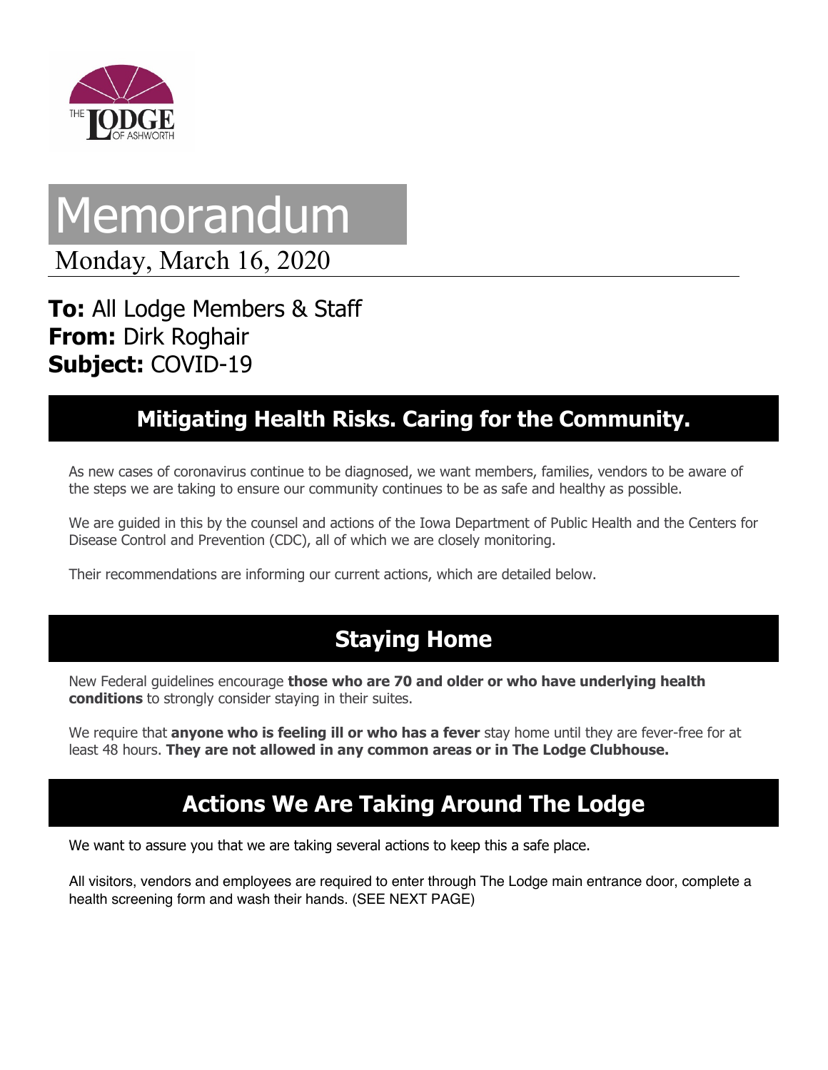THE LODGE OF ASHWORTH

# Memorandum

Monday, March 16, 2020

**To:** All Lodge Members & Staff
**From:** Dirk Roghair
**Subject:** COVID-19

## Mitigating Health Risks. Caring for the Community.

As new cases of coronavirus continue to be diagnosed, we want members, families, vendors to be aware of the steps we are taking to ensure our community continues to be as safe and healthy as possible.

We are guided in this by the counsel and actions of the Iowa Department of Public Health and the Centers for Disease Control and Prevention (CDC), all of which we are closely monitoring.

Their recommendations are informing our current actions, which are detailed below.

## Staying Home

New Federal guidelines encourage **those who are 70 and older or who have underlying health conditions** to strongly consider staying in their suites.

We require that **anyone who is feeling ill or who has a fever** stay home until they are fever-free for at least 48 hours. **They are not allowed in any common areas or in The Lodge Clubhouse.**

## Actions We Are Taking Around The Lodge

We want to assure you that we are taking several actions to keep this a safe place.

All visitors, vendors and employees are required to enter through The Lodge main entrance door, complete a health screening form and wash their hands. (SEE NEXT PAGE)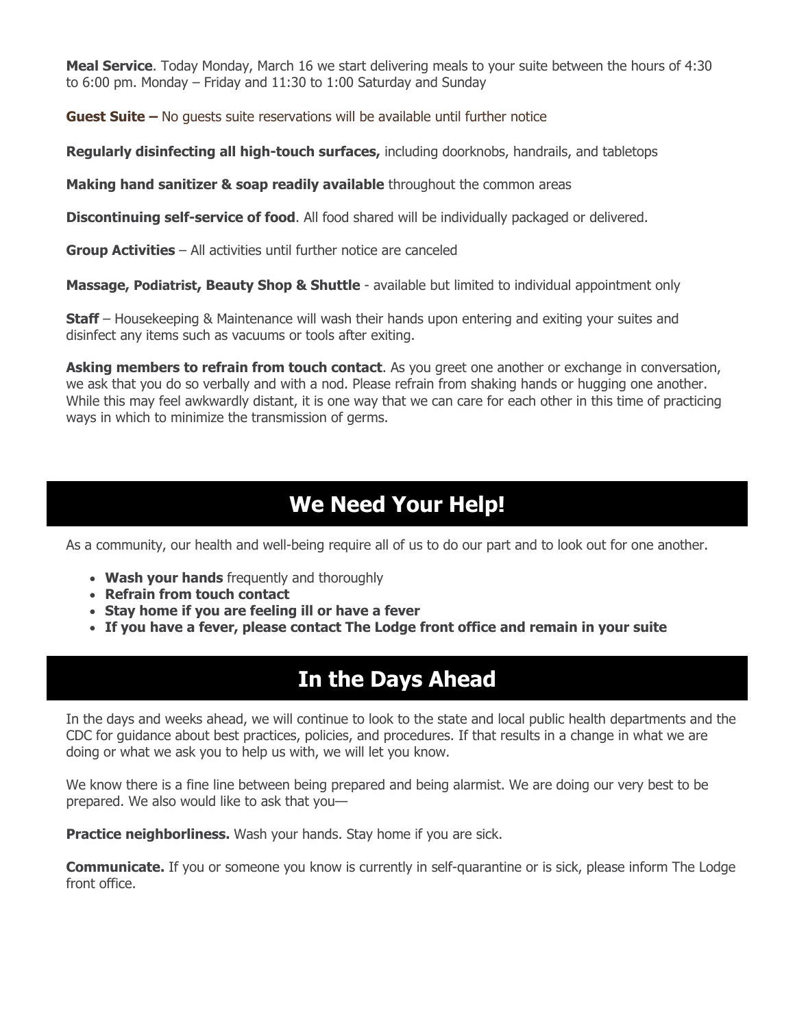**Meal Service**. Today Monday, March 16 we start delivering meals to your suite between the hours of 4:30 to 6:00 pm. Monday – Friday and 11:30 to 1:00 Saturday and Sunday

**Guest Suite –** No guests suite reservations will be available until further notice

**Regularly disinfecting all high-touch surfaces,** including doorknobs, handrails, and tabletops

**Making hand sanitizer & soap readily available** throughout the common areas

**Discontinuing self-service of food**. All food shared will be individually packaged or delivered.

**Group Activities** – All activities until further notice are canceled

**Massage, Podiatrist, Beauty Shop & Shuttle** - available but limited to individual appointment only

**Staff** – Housekeeping & Maintenance will wash their hands upon entering and exiting your suites and disinfect any items such as vacuums or tools after exiting.

**Asking members to refrain from touch contact**. As you greet one another or exchange in conversation, we ask that you do so verbally and with a nod. Please refrain from shaking hands or hugging one another. While this may feel awkwardly distant, it is one way that we can care for each other in this time of practicing ways in which to minimize the transmission of germs.

## We Need Your Help!

As a community, our health and well-being require all of us to do our part and to look out for one another.

- **Wash your hands** frequently and thoroughly
- **Refrain from touch contact**
- **Stay home if you are feeling ill or have a fever**
- **If you have a fever, please contact The Lodge front office and remain in your suite**

## In the Days Ahead

In the days and weeks ahead, we will continue to look to the state and local public health departments and the CDC for guidance about best practices, policies, and procedures. If that results in a change in what we are doing or what we ask you to help us with, we will let you know.

We know there is a fine line between being prepared and being alarmist. We are doing our very best to be prepared. We also would like to ask that you—

**Practice neighborliness.** Wash your hands. Stay home if you are sick.

**Communicate.** If you or someone you know is currently in self-quarantine or is sick, please inform The Lodge front office.